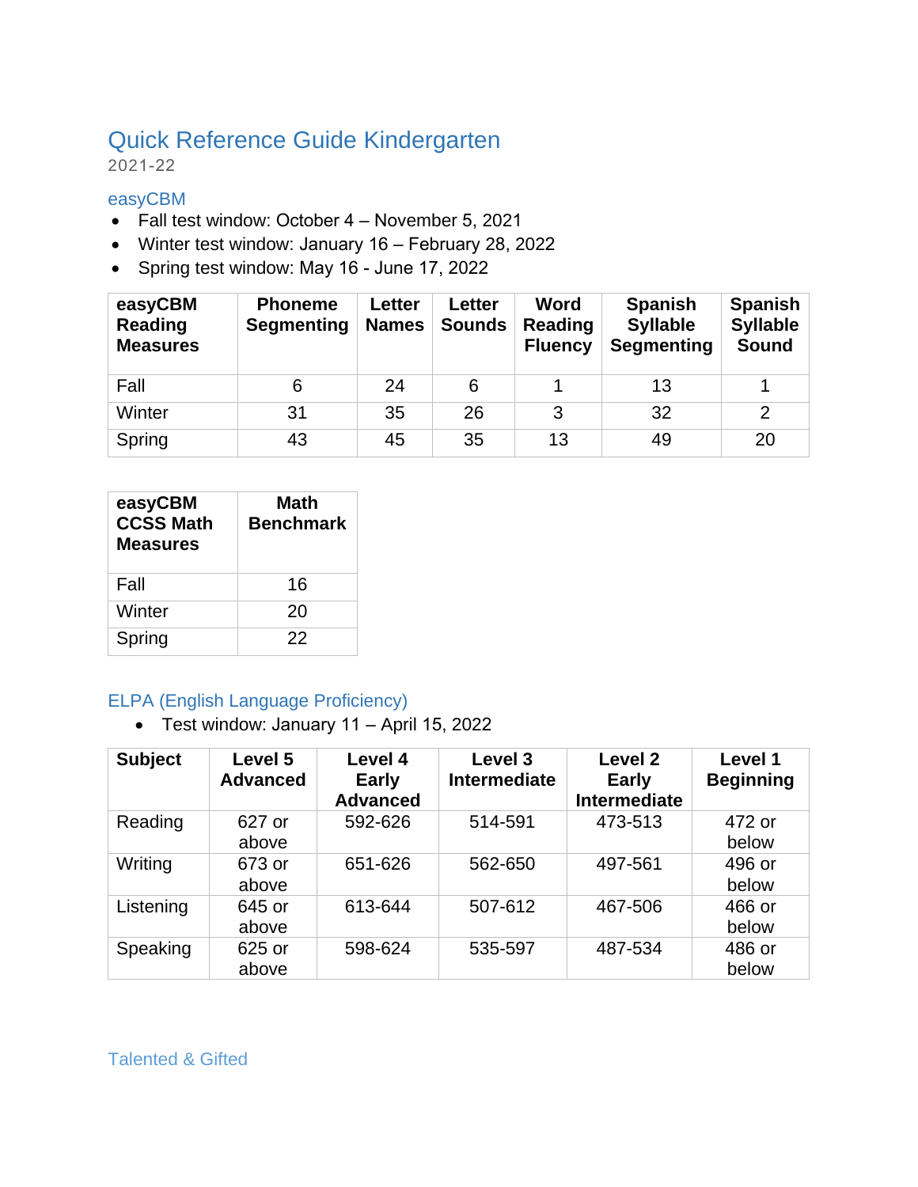# Quick Reference Guide Kindergarten

2021-22

## easyCBM

- Fall test window: October 4 – November 5, 2021
- Winter test window: January 16 – February 28, 2022
- Spring test window: May 16 - June 17, 2022

| easyCBM Reading Measures | Phoneme Segmenting | Letter Names | Letter Sounds | Word Reading Fluency | Spanish Syllable Segmenting | Spanish Syllable Sound |
|---|---|---|---|---|---|---|
| Fall | 6 | 24 | 6 | 1 | 13 | 1 |
| Winter | 31 | 35 | 26 | 3 | 32 | 2 |
| Spring | 43 | 45 | 35 | 13 | 49 | 20 |

| easyCBM CCSS Math Measures | Math Benchmark |
|---|---|
| Fall | 16 |
| Winter | 20 |
| Spring | 22 |

## ELPA (English Language Proficiency)

- Test window: January 11 – April 15, 2022

| Subject | Level 5 Advanced | Level 4 Early Advanced | Level 3 Intermediate | Level 2 Early Intermediate | Level 1 Beginning |
|---|---|---|---|---|---|
| Reading | 627 or above | 592-626 | 514-591 | 473-513 | 472 or below |
| Writing | 673 or above | 651-626 | 562-650 | 497-561 | 496 or below |
| Listening | 645 or above | 613-644 | 507-612 | 467-506 | 466 or below |
| Speaking | 625 or above | 598-624 | 535-597 | 487-534 | 486 or below |

## Talented & Gifted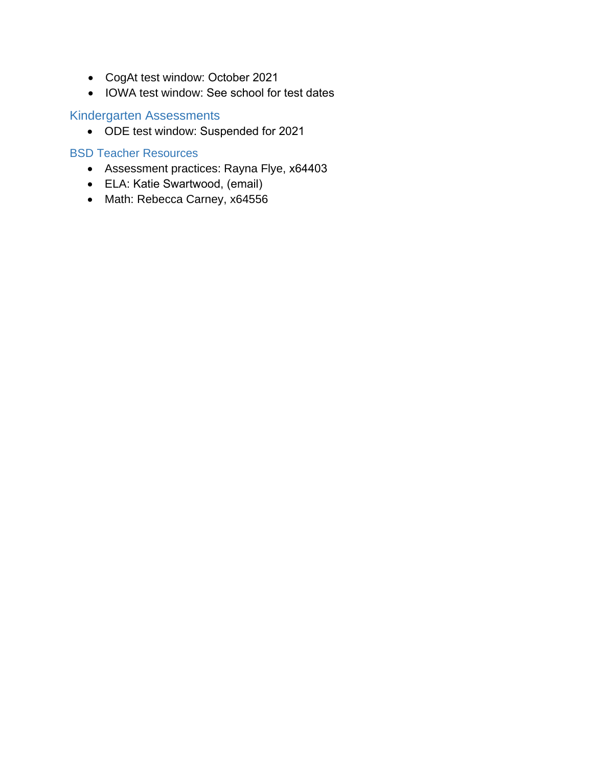- CogAt test window: October 2021
- IOWA test window: See school for test dates

## Kindergarten Assessments

- ODE test window: Suspended for 2021

## BSD Teacher Resources

- Assessment practices: Rayna Flye, x64403
- ELA: Katie Swartwood, (email)
- Math: Rebecca Carney, x64556